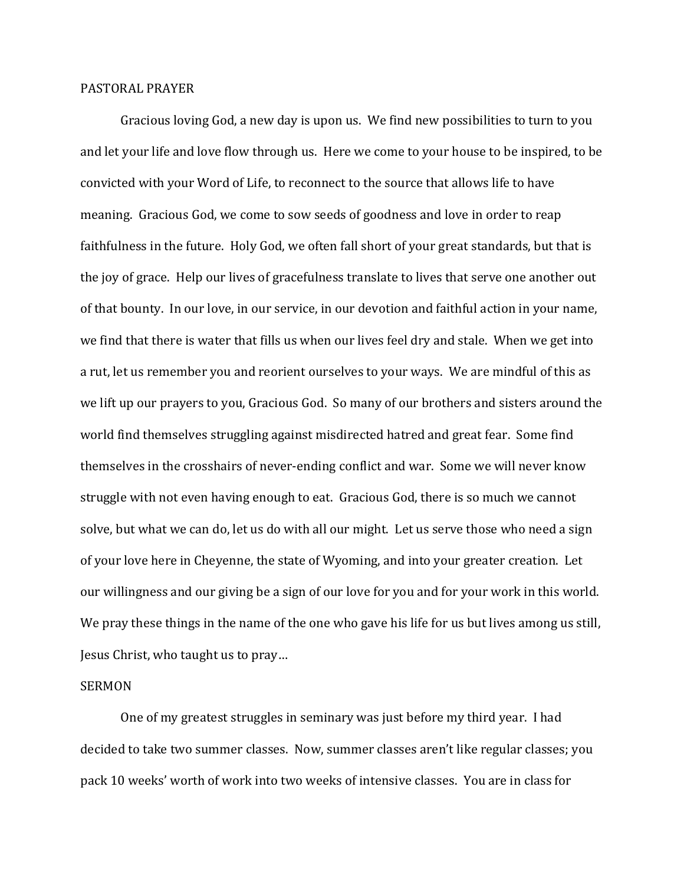## PASTORAL PRAYER

Gracious loving God, a new day is upon us. We find new possibilities to turn to you and let your life and love flow through us. Here we come to your house to be inspired, to be convicted with your Word of Life, to reconnect to the source that allows life to have meaning. Gracious God, we come to sow seeds of goodness and love in order to reap faithfulness in the future. Holy God, we often fall short of your great standards, but that is the joy of grace. Help our lives of gracefulness translate to lives that serve one another out of that bounty. In our love, in our service, in our devotion and faithful action in your name, we find that there is water that fills us when our lives feel dry and stale. When we get into a rut, let us remember you and reorient ourselves to your ways. We are mindful of this as we lift up our prayers to you, Gracious God. So many of our brothers and sisters around the world find themselves struggling against misdirected hatred and great fear. Some find themselves in the crosshairs of never-ending conflict and war. Some we will never know struggle with not even having enough to eat. Gracious God, there is so much we cannot solve, but what we can do, let us do with all our might. Let us serve those who need a sign of your love here in Cheyenne, the state of Wyoming, and into your greater creation. Let our willingness and our giving be a sign of our love for you and for your work in this world. We pray these things in the name of the one who gave his life for us but lives among us still, Jesus Christ, who taught us to pray…

## SERMON

One of my greatest struggles in seminary was just before my third year. I had decided to take two summer classes. Now, summer classes aren't like regular classes; you pack 10 weeks' worth of work into two weeks of intensive classes. You are in class for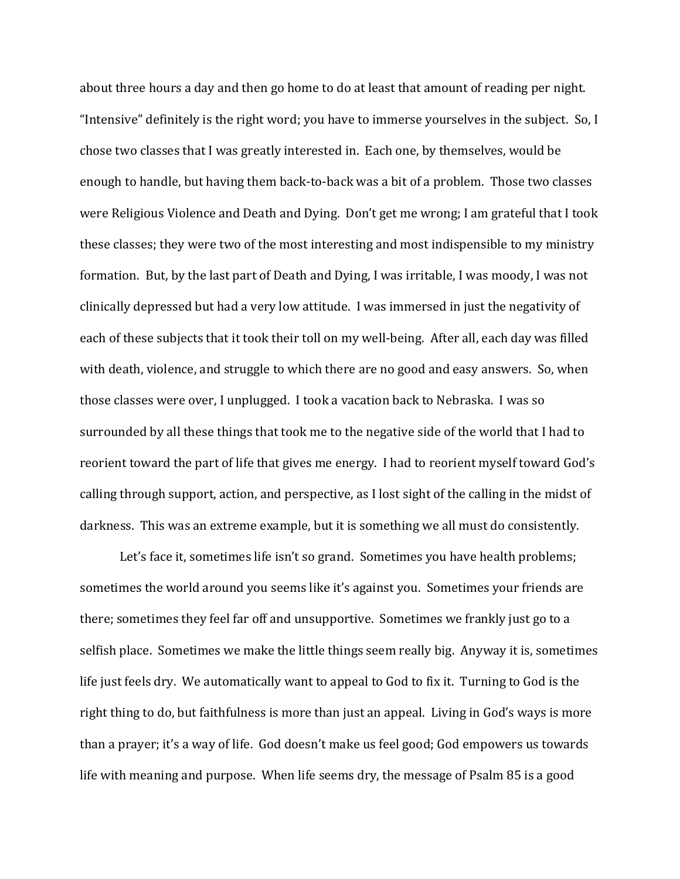about three hours a day and then go home to do at least that amount of reading per night. "Intensive" definitely is the right word; you have to immerse yourselves in the subject. So, I chose two classes that I was greatly interested in. Each one, by themselves, would be enough to handle, but having them back-to-back was a bit of a problem. Those two classes were Religious Violence and Death and Dying. Don't get me wrong; I am grateful that I took these classes; they were two of the most interesting and most indispensible to my ministry formation. But, by the last part of Death and Dying, I was irritable, I was moody, I was not clinically depressed but had a very low attitude. I was immersed in just the negativity of each of these subjects that it took their toll on my well-being. After all, each day was filled with death, violence, and struggle to which there are no good and easy answers. So, when those classes were over, I unplugged. I took a vacation back to Nebraska. I was so surrounded by all these things that took me to the negative side of the world that I had to reorient toward the part of life that gives me energy. I had to reorient myself toward God's calling through support, action, and perspective, as I lost sight of the calling in the midst of darkness. This was an extreme example, but it is something we all must do consistently.

Let's face it, sometimes life isn't so grand. Sometimes you have health problems; sometimes the world around you seems like it's against you. Sometimes your friends are there; sometimes they feel far off and unsupportive. Sometimes we frankly just go to a selfish place. Sometimes we make the little things seem really big. Anyway it is, sometimes life just feels dry. We automatically want to appeal to God to fix it. Turning to God is the right thing to do, but faithfulness is more than just an appeal. Living in God's ways is more than a prayer; it's a way of life. God doesn't make us feel good; God empowers us towards life with meaning and purpose. When life seems dry, the message of Psalm 85 is a good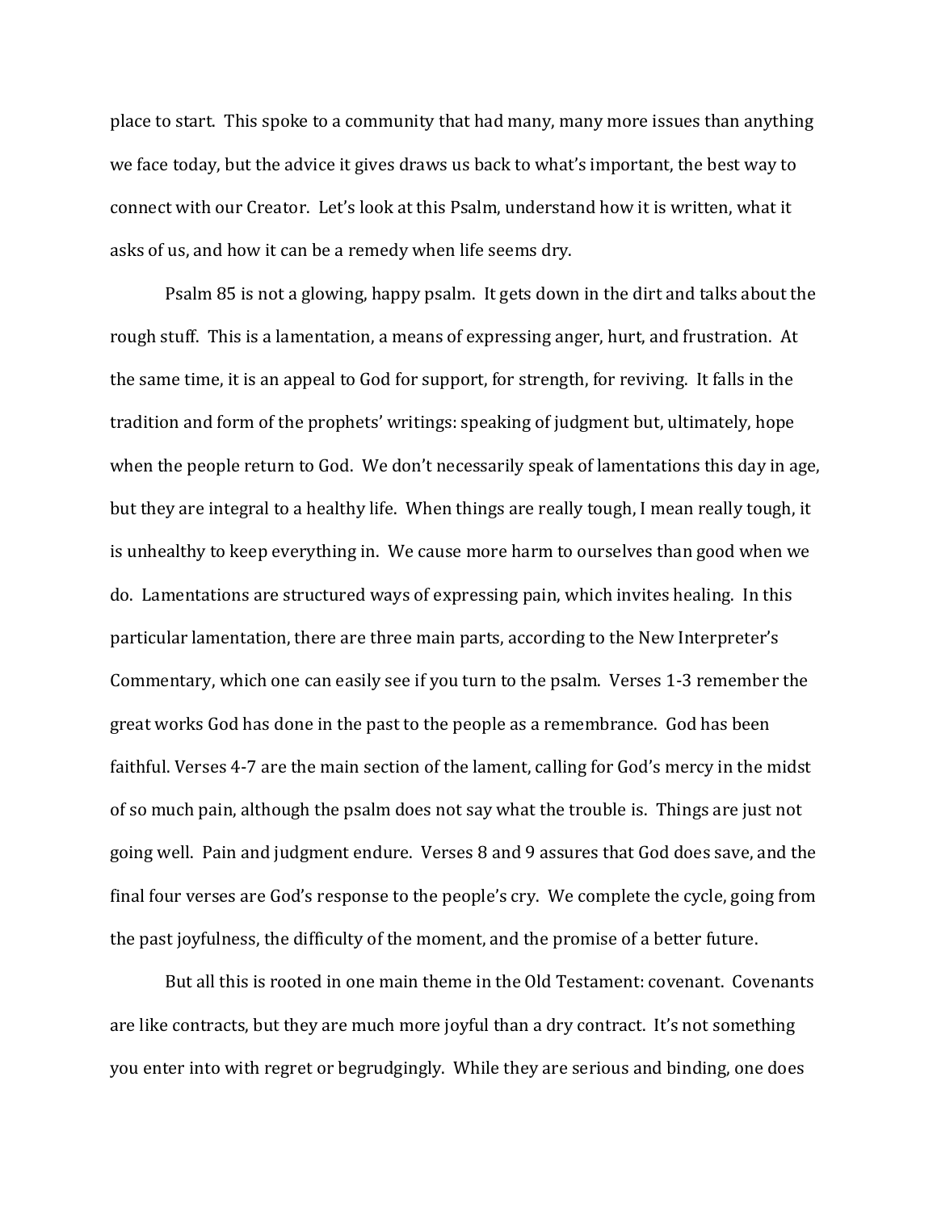place to start. This spoke to a community that had many, many more issues than anything we face today, but the advice it gives draws us back to what's important, the best way to connect with our Creator. Let's look at this Psalm, understand how it is written, what it asks of us, and how it can be a remedy when life seems dry.

Psalm 85 is not a glowing, happy psalm. It gets down in the dirt and talks about the rough stuff. This is a lamentation, a means of expressing anger, hurt, and frustration. At the same time, it is an appeal to God for support, for strength, for reviving. It falls in the tradition and form of the prophets' writings: speaking of judgment but, ultimately, hope when the people return to God. We don't necessarily speak of lamentations this day in age, but they are integral to a healthy life. When things are really tough, I mean really tough, it is unhealthy to keep everything in. We cause more harm to ourselves than good when we do. Lamentations are structured ways of expressing pain, which invites healing. In this particular lamentation, there are three main parts, according to the New Interpreter's Commentary, which one can easily see if you turn to the psalm. Verses 1-3 remember the great works God has done in the past to the people as a remembrance. God has been faithful. Verses 4-7 are the main section of the lament, calling for God's mercy in the midst of so much pain, although the psalm does not say what the trouble is. Things are just not going well. Pain and judgment endure. Verses 8 and 9 assures that God does save, and the final four verses are God's response to the people's cry. We complete the cycle, going from the past joyfulness, the difficulty of the moment, and the promise of a better future.

But all this is rooted in one main theme in the Old Testament: covenant. Covenants are like contracts, but they are much more joyful than a dry contract. It's not something you enter into with regret or begrudgingly. While they are serious and binding, one does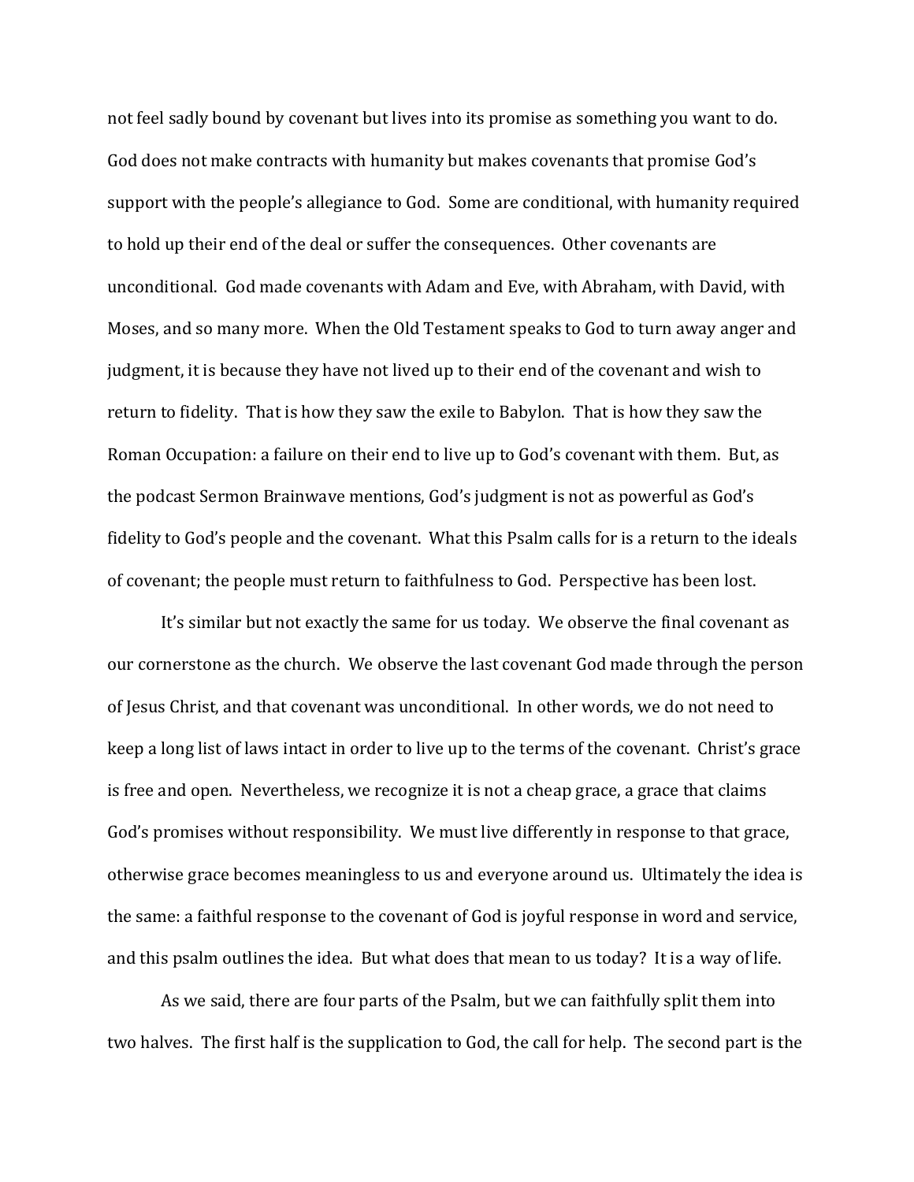not feel sadly bound by covenant but lives into its promise as something you want to do. God does not make contracts with humanity but makes covenants that promise God's support with the people's allegiance to God. Some are conditional, with humanity required to hold up their end of the deal or suffer the consequences. Other covenants are unconditional. God made covenants with Adam and Eve, with Abraham, with David, with Moses, and so many more. When the Old Testament speaks to God to turn away anger and judgment, it is because they have not lived up to their end of the covenant and wish to return to fidelity. That is how they saw the exile to Babylon. That is how they saw the Roman Occupation: a failure on their end to live up to God's covenant with them. But, as the podcast Sermon Brainwave mentions, God's judgment is not as powerful as God's fidelity to God's people and the covenant. What this Psalm calls for is a return to the ideals of covenant; the people must return to faithfulness to God. Perspective has been lost.

It's similar but not exactly the same for us today. We observe the final covenant as our cornerstone as the church. We observe the last covenant God made through the person of Jesus Christ, and that covenant was unconditional. In other words, we do not need to keep a long list of laws intact in order to live up to the terms of the covenant. Christ's grace is free and open. Nevertheless, we recognize it is not a cheap grace, a grace that claims God's promises without responsibility. We must live differently in response to that grace, otherwise grace becomes meaningless to us and everyone around us. Ultimately the idea is the same: a faithful response to the covenant of God is joyful response in word and service, and this psalm outlines the idea. But what does that mean to us today? It is a way of life.

As we said, there are four parts of the Psalm, but we can faithfully split them into two halves. The first half is the supplication to God, the call for help. The second part is the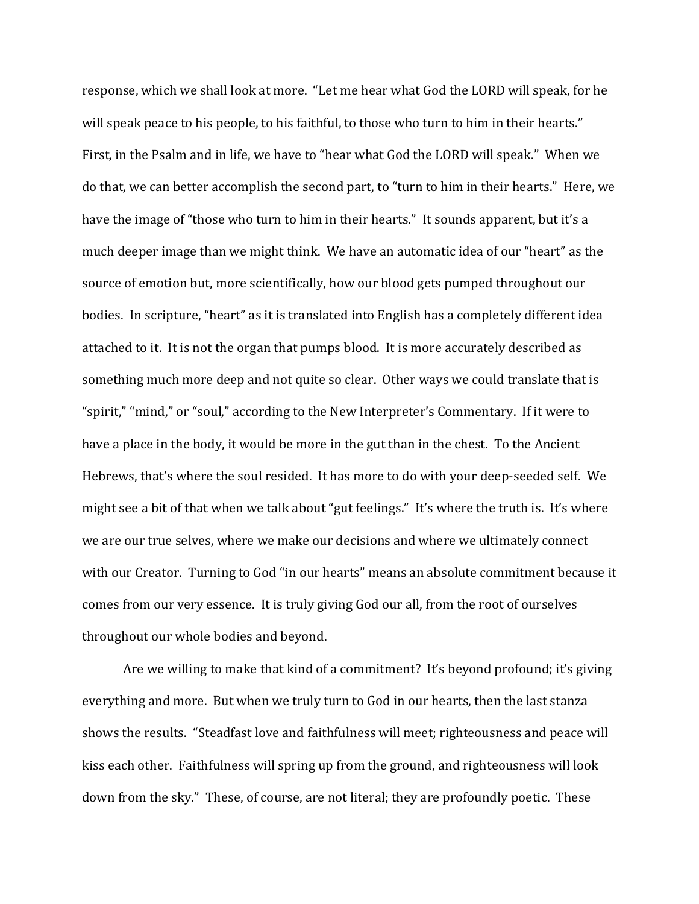response, which we shall look at more. "Let me hear what God the LORD will speak, for he will speak peace to his people, to his faithful, to those who turn to him in their hearts." First, in the Psalm and in life, we have to "hear what God the LORD will speak." When we do that, we can better accomplish the second part, to "turn to him in their hearts." Here, we have the image of "those who turn to him in their hearts." It sounds apparent, but it's a much deeper image than we might think. We have an automatic idea of our "heart" as the source of emotion but, more scientifically, how our blood gets pumped throughout our bodies. In scripture, "heart" as it is translated into English has a completely different idea attached to it. It is not the organ that pumps blood. It is more accurately described as something much more deep and not quite so clear. Other ways we could translate that is "spirit," "mind," or "soul," according to the New Interpreter's Commentary. If it were to have a place in the body, it would be more in the gut than in the chest. To the Ancient Hebrews, that's where the soul resided. It has more to do with your deep-seeded self. We might see a bit of that when we talk about "gut feelings." It's where the truth is. It's where we are our true selves, where we make our decisions and where we ultimately connect with our Creator. Turning to God "in our hearts" means an absolute commitment because it comes from our very essence. It is truly giving God our all, from the root of ourselves throughout our whole bodies and beyond.

Are we willing to make that kind of a commitment? It's beyond profound; it's giving everything and more. But when we truly turn to God in our hearts, then the last stanza shows the results. "Steadfast love and faithfulness will meet; righteousness and peace will kiss each other. Faithfulness will spring up from the ground, and righteousness will look down from the sky." These, of course, are not literal; they are profoundly poetic. These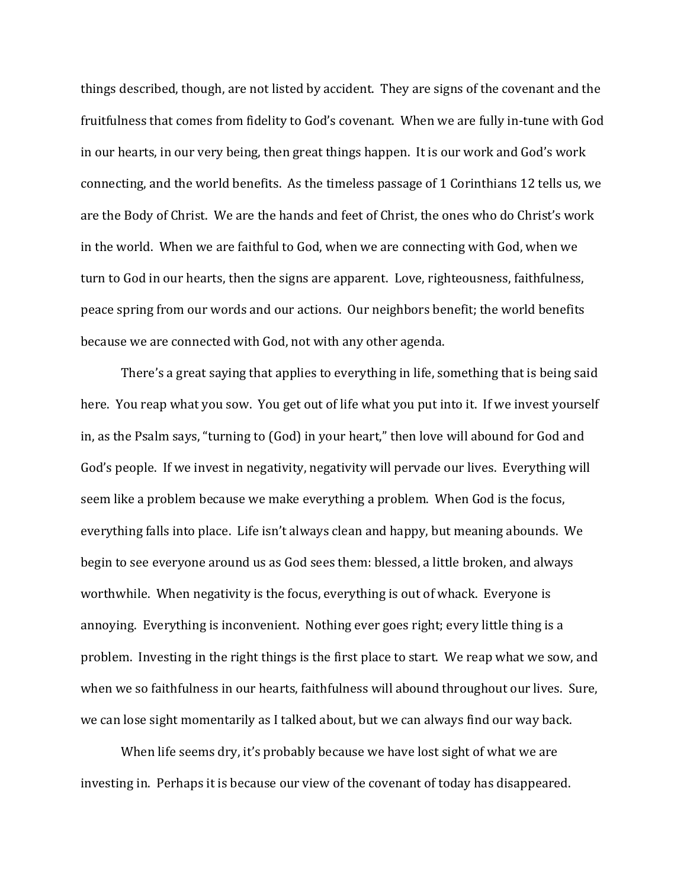things described, though, are not listed by accident. They are signs of the covenant and the fruitfulness that comes from fidelity to God's covenant. When we are fully in-tune with God in our hearts, in our very being, then great things happen. It is our work and God's work connecting, and the world benefits. As the timeless passage of 1 Corinthians 12 tells us, we are the Body of Christ. We are the hands and feet of Christ, the ones who do Christ's work in the world. When we are faithful to God, when we are connecting with God, when we turn to God in our hearts, then the signs are apparent. Love, righteousness, faithfulness, peace spring from our words and our actions. Our neighbors benefit; the world benefits because we are connected with God, not with any other agenda.

There's a great saying that applies to everything in life, something that is being said here. You reap what you sow. You get out of life what you put into it. If we invest yourself in, as the Psalm says, "turning to (God) in your heart," then love will abound for God and God's people. If we invest in negativity, negativity will pervade our lives. Everything will seem like a problem because we make everything a problem. When God is the focus, everything falls into place. Life isn't always clean and happy, but meaning abounds. We begin to see everyone around us as God sees them: blessed, a little broken, and always worthwhile. When negativity is the focus, everything is out of whack. Everyone is annoying. Everything is inconvenient. Nothing ever goes right; every little thing is a problem. Investing in the right things is the first place to start. We reap what we sow, and when we so faithfulness in our hearts, faithfulness will abound throughout our lives. Sure, we can lose sight momentarily as I talked about, but we can always find our way back.

When life seems dry, it's probably because we have lost sight of what we are investing in. Perhaps it is because our view of the covenant of today has disappeared.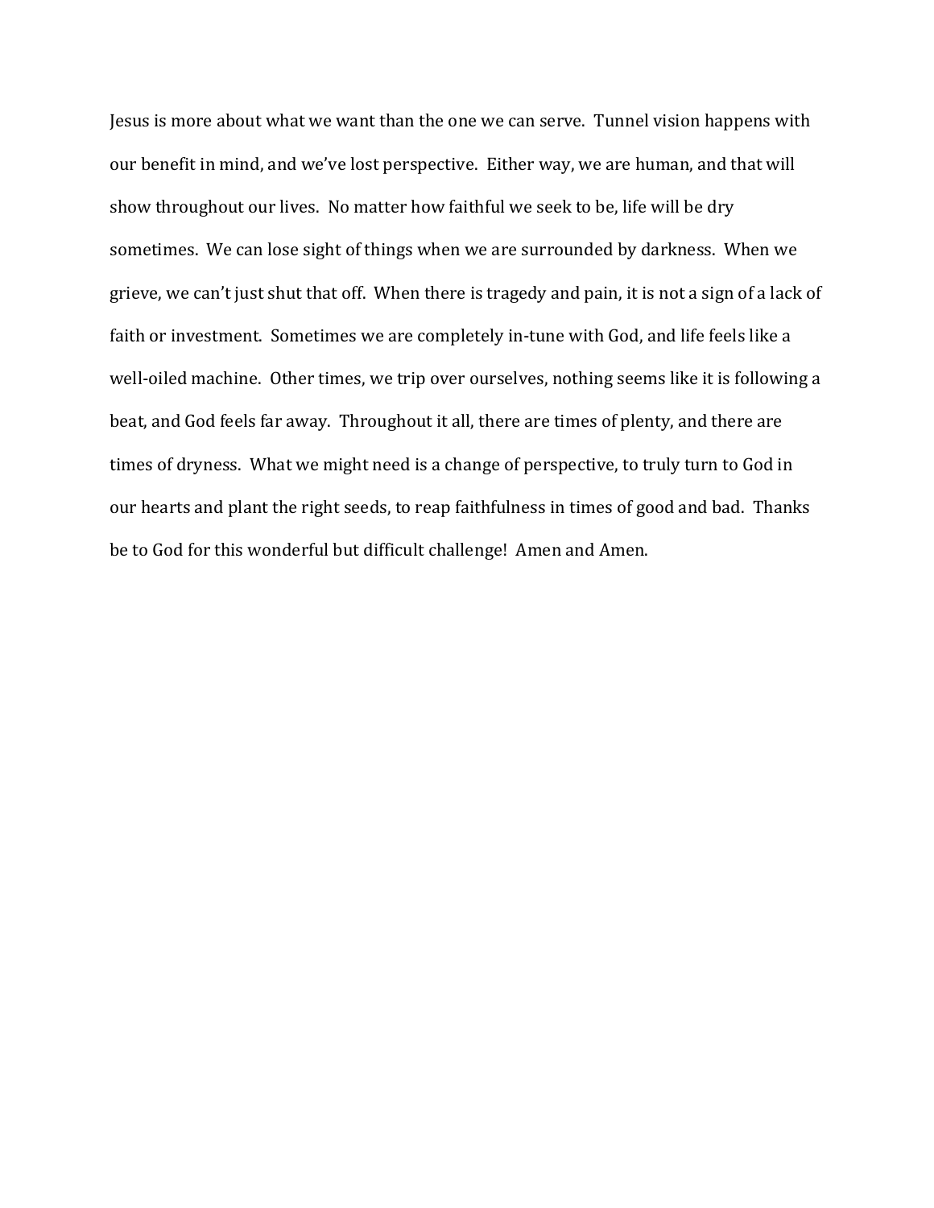Jesus is more about what we want than the one we can serve. Tunnel vision happens with our benefit in mind, and we've lost perspective. Either way, we are human, and that will show throughout our lives. No matter how faithful we seek to be, life will be dry sometimes. We can lose sight of things when we are surrounded by darkness. When we grieve, we can't just shut that off. When there is tragedy and pain, it is not a sign of a lack of faith or investment. Sometimes we are completely in-tune with God, and life feels like a well-oiled machine. Other times, we trip over ourselves, nothing seems like it is following a beat, and God feels far away. Throughout it all, there are times of plenty, and there are times of dryness. What we might need is a change of perspective, to truly turn to God in our hearts and plant the right seeds, to reap faithfulness in times of good and bad. Thanks be to God for this wonderful but difficult challenge! Amen and Amen.